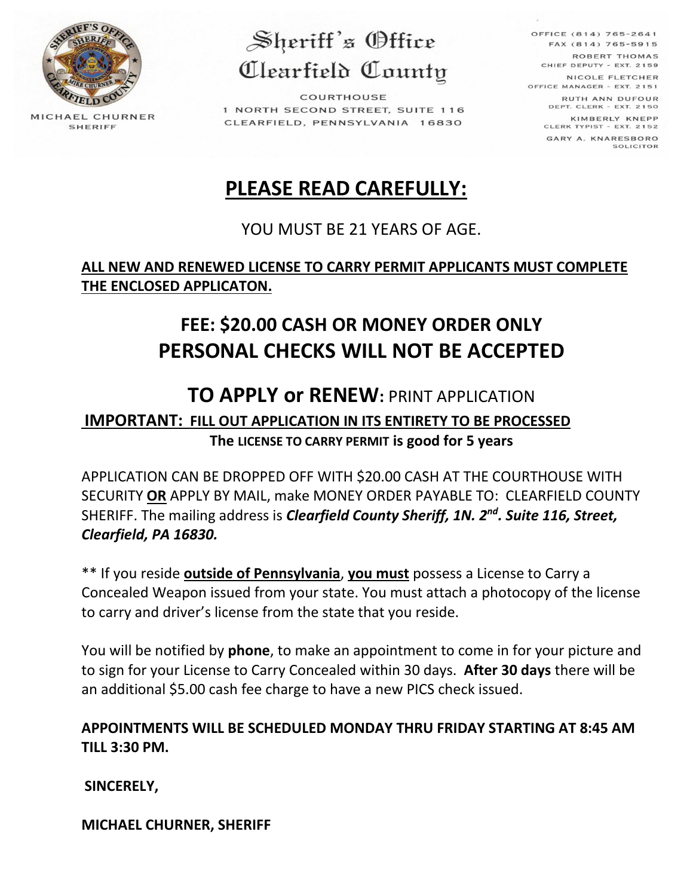MICHAEL CHURNER
SHERIFF

# Sheriff's Office
# Clearfield County

COURTHOUSE
1 NORTH SECOND STREET, SUITE 116
CLEARFIELD, PENNSYLVANIA 16830

OFFICE (814) 765-2641
FAX (814) 765-5915
ROBERT THOMAS
CHIEF DEPUTY - EXT. 2159
NICOLE FLETCHER
OFFICE MANAGER - EXT. 2151
RUTH ANN DUFOUR
DEPT. CLERK - EXT. 2150
KIMBERLY KNEPP
CLERK TYPIST - EXT. 2152
GARY A. KNARESBORO
SOLICITOR

## PLEASE READ CAREFULLY:

YOU MUST BE 21 YEARS OF AGE.

**ALL NEW AND RENEWED LICENSE TO CARRY PERMIT APPLICANTS MUST COMPLETE THE ENCLOSED APPLICATON.**

## FEE: $20.00 CASH OR MONEY ORDER ONLY
## PERSONAL CHECKS WILL NOT BE ACCEPTED

## TO APPLY or RENEW: PRINT APPLICATION

**IMPORTANT: FILL OUT APPLICATION IN ITS ENTIRETY TO BE PROCESSED**

**The LICENSE TO CARRY PERMIT is good for 5 years**

APPLICATION CAN BE DROPPED OFF WITH $20.00 CASH AT THE COURTHOUSE WITH SECURITY **OR** APPLY BY MAIL, make MONEY ORDER PAYABLE TO: CLEARFIELD COUNTY SHERIFF. The mailing address is ***Clearfield County Sheriff, 1N. 2nd. Suite 116, Street, Clearfield, PA 16830.***

** If you reside **outside of Pennsylvania**, **you must** possess a License to Carry a Concealed Weapon issued from your state. You must attach a photocopy of the license to carry and driver's license from the state that you reside.

You will be notified by **phone**, to make an appointment to come in for your picture and to sign for your License to Carry Concealed within 30 days. **After 30 days** there will be an additional $5.00 cash fee charge to have a new PICS check issued.

**APPOINTMENTS WILL BE SCHEDULED MONDAY THRU FRIDAY STARTING AT 8:45 AM TILL 3:30 PM.**

**SINCERELY,**

**MICHAEL CHURNER, SHERIFF**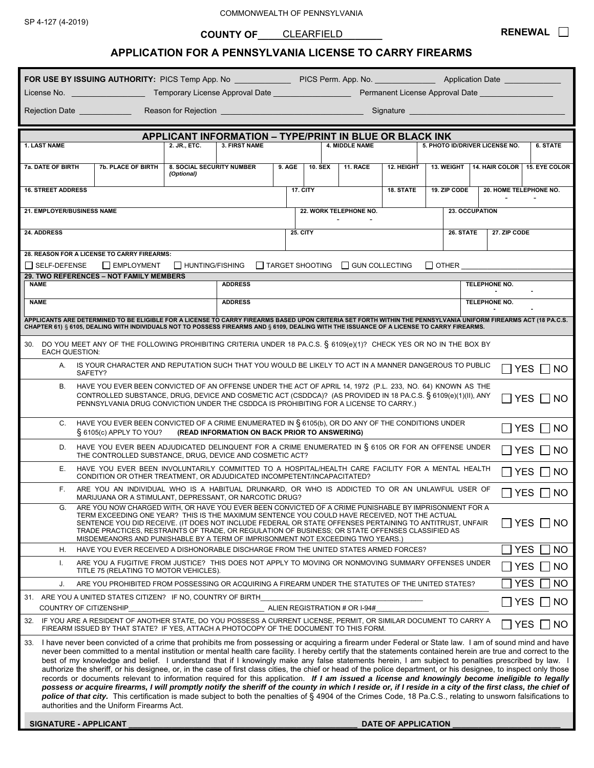SP 4-127 (4-2019)

COMMONWEALTH OF PENNSYLVANIA

**COUNTY OF** CLEARFIELD

**RENEWAL** ☐

## APPLICATION FOR A PENNSYLVANIA LICENSE TO CARRY FIREARMS

**FOR USE BY ISSUING AUTHORITY:** PICS Temp App. No ____________ PICS Perm. App. No. ____________ Application Date ____________

License No. ________________ Temporary License Approval Date ________________ Permanent License Approval Date ________________

Rejection Date ____________ Reason for Rejection ________________________________ Signature ________________________________

### APPLICANT INFORMATION – TYPE/PRINT IN BLUE OR BLACK INK

| 1. LAST NAME | 2. JR., ETC. | 3. FIRST NAME | 4. MIDDLE NAME | 5. PHOTO ID/DRIVER LICENSE NO. | 6. STATE |
|---|---|---|---|---|---|
| | | | | | |

| 7a. DATE OF BIRTH | 7b. PLACE OF BIRTH | 8. SOCIAL SECURITY NUMBER (Optional) | 9. AGE | 10. SEX | 11. RACE | 12. HEIGHT | 13. WEIGHT | 14. HAIR COLOR | 15. EYE COLOR |
|---|---|---|---|---|---|---|---|---|---|
| | | | | | | | | | |

| 16. STREET ADDRESS | 17. CITY | 18. STATE | 19. ZIP CODE | 20. HOME TELEPHONE NO. |
|---|---|---|---|---|
| | | | | - - |

| 21. EMPLOYER/BUSINESS NAME | 22. WORK TELEPHONE NO. | 23. OCCUPATION |
|---|---|---|
| | - - | |

| 24. ADDRESS | 25. CITY | 26. STATE | 27. ZIP CODE |
|---|---|---|---|
| | | | |

**28. REASON FOR A LICENSE TO CARRY FIREARMS:**

☐ SELF-DEFENSE ☐ EMPLOYMENT ☐ HUNTING/FISHING ☐ TARGET SHOOTING ☐ GUN COLLECTING ☐ OTHER ____________

**29. TWO REFERENCES – NOT FAMILY MEMBERS**

| NAME | ADDRESS | TELEPHONE NO. |
|---|---|---|
| | | - - |
| | | - - |

APPLICANTS ARE DETERMINED TO BE ELIGIBLE FOR A LICENSE TO CARRY FIREARMS BASED UPON CRITERIA SET FORTH WITHIN THE PENNSYLVANIA UNIFORM FIREARMS ACT (18 PA.C.S. CHAPTER 61) § 6105, DEALING WITH INDIVIDUALS NOT TO POSSESS FIREARMS AND § 6109, DEALING WITH THE ISSUANCE OF A LICENSE TO CARRY FIREARMS.

30. DO YOU MEET ANY OF THE FOLLOWING PROHIBITING CRITERIA UNDER 18 PA.C.S. § 6109(e)(1)? CHECK YES OR NO IN THE BOX BY EACH QUESTION:

| | Question | Answer |
|---|---|---|
| A. | IS YOUR CHARACTER AND REPUTATION SUCH THAT YOU WOULD BE LIKELY TO ACT IN A MANNER DANGEROUS TO PUBLIC SAFETY? | ☐ YES ☐ NO |
| B. | HAVE YOU EVER BEEN CONVICTED OF AN OFFENSE UNDER THE ACT OF APRIL 14, 1972 (P.L. 233, NO. 64) KNOWN AS THE CONTROLLED SUBSTANCE, DRUG, DEVICE AND COSMETIC ACT (CSDDCA)? (AS PROVIDED IN 18 PA.C.S. § 6109(e)(1)(II), ANY PENNSYLVANIA DRUG CONVICTION UNDER THE CSDDCA IS PROHIBITING FOR A LICENSE TO CARRY.) | ☐ YES ☐ NO |
| C. | HAVE YOU EVER BEEN CONVICTED OF A CRIME ENUMERATED IN § 6105(b), OR DO ANY OF THE CONDITIONS UNDER § 6105(c) APPLY TO YOU? **(READ INFORMATION ON BACK PRIOR TO ANSWERING)** | ☐ YES ☐ NO |
| D. | HAVE YOU EVER BEEN ADJUDICATED DELINQUENT FOR A CRIME ENUMERATED IN § 6105 OR FOR AN OFFENSE UNDER THE CONTROLLED SUBSTANCE, DRUG, DEVICE AND COSMETIC ACT? | ☐ YES ☐ NO |
| E. | HAVE YOU EVER BEEN INVOLUNTARILY COMMITTED TO A HOSPITAL/HEALTH CARE FACILITY FOR A MENTAL HEALTH CONDITION OR OTHER TREATMENT, OR ADJUDICATED INCOMPETENT/INCAPACITATED? | ☐ YES ☐ NO |
| F. | ARE YOU AN INDIVIDUAL WHO IS A HABITUAL DRUNKARD, OR WHO IS ADDICTED TO OR AN UNLAWFUL USER OF MARIJUANA OR A STIMULANT, DEPRESSANT, OR NARCOTIC DRUG? | ☐ YES ☐ NO |
| G. | ARE YOU NOW CHARGED WITH, OR HAVE YOU EVER BEEN CONVICTED OF A CRIME PUNISHABLE BY IMPRISONMENT FOR A TERM EXCEEDING ONE YEAR? THIS IS THE MAXIMUM SENTENCE YOU COULD HAVE RECEIVED, NOT THE ACTUAL SENTENCE YOU DID RECEIVE. (IT DOES NOT INCLUDE FEDERAL OR STATE OFFENSES PERTAINING TO ANTITRUST, UNFAIR TRADE PRACTICES, RESTRAINTS OF TRADE, OR REGULATION OF BUSINESS; OR STATE OFFENSES CLASSIFIED AS MISDEMEANORS AND PUNISHABLE BY A TERM OF IMPRISONMENT NOT EXCEEDING TWO YEARS.) | ☐ YES ☐ NO |
| H. | HAVE YOU EVER RECEIVED A DISHONORABLE DISCHARGE FROM THE UNITED STATES ARMED FORCES? | ☐ YES ☐ NO |
| I. | ARE YOU A FUGITIVE FROM JUSTICE? THIS DOES NOT APPLY TO MOVING OR NONMOVING SUMMARY OFFENSES UNDER TITLE 75 (RELATING TO MOTOR VEHICLES). | ☐ YES ☐ NO |
| J. | ARE YOU PROHIBITED FROM POSSESSING OR ACQUIRING A FIREARM UNDER THE STATUTES OF THE UNITED STATES? | ☐ YES ☐ NO |

31. ARE YOU A UNITED STATES CITIZEN? IF NO, COUNTRY OF BIRTH________________________ ☐ YES ☐ NO
COUNTRY OF CITIZENSHIP________________________ ALIEN REGISTRATION # OR I-94#________________________

32. IF YOU ARE A RESIDENT OF ANOTHER STATE, DO YOU POSSESS A CURRENT LICENSE, PERMIT, OR SIMILAR DOCUMENT TO CARRY A FIREARM ISSUED BY THAT STATE? IF YES, ATTACH A PHOTOCOPY OF THE DOCUMENT TO THIS FORM. ☐ YES ☐ NO

33. I have never been convicted of a crime that prohibits me from possessing or acquiring a firearm under Federal or State law. I am of sound mind and have never been committed to a mental institution or mental health care facility. I hereby certify that the statements contained herein are true and correct to the best of my knowledge and belief. I understand that if I knowingly make any false statements herein, I am subject to penalties prescribed by law. I authorize the sheriff, or his designee, or, in the case of first class cities, the chief or head of the police department, or his designee, to inspect only those records or documents relevant to information required for this application. ***If I am issued a license and knowingly become ineligible to legally possess or acquire firearms, I will promptly notify the sheriff of the county in which I reside or, if I reside in a city of the first class, the chief of police of that city.*** This certification is made subject to both the penalties of § 4904 of the Crimes Code, 18 Pa.C.S., relating to unsworn falsifications to authorities and the Uniform Firearms Act.

**SIGNATURE - APPLICANT** ________________________________ **DATE OF APPLICATION** ________________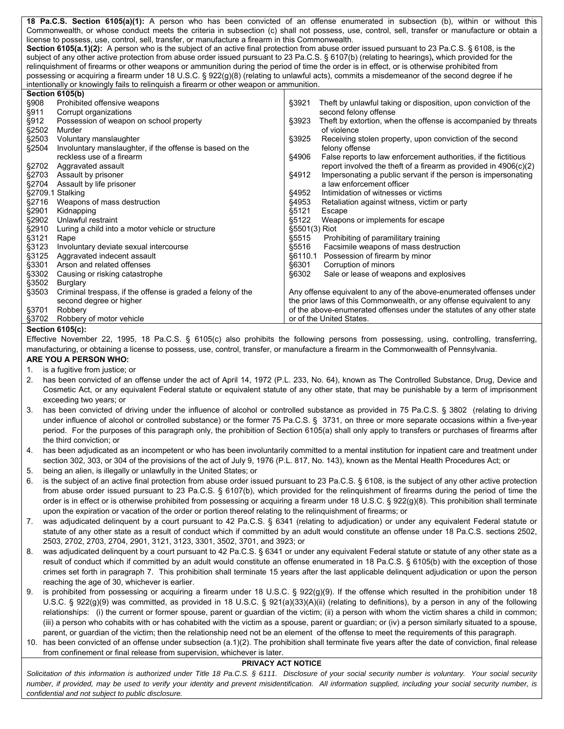**18 Pa.C.S. Section 6105(a)(1):** A person who has been convicted of an offense enumerated in subsection (b), within or without this Commonwealth, or whose conduct meets the criteria in subsection (c) shall not possess, use, control, sell, transfer or manufacture or obtain a license to possess, use, control, sell, transfer or manufacture a firearm in this Commonwealth.

**Section 6105(a.1)(2):** A person who is the subject of an active final protection from abuse order issued pursuant to 23 Pa.C.S. § 6108, is the subject of any other active protection from abuse order issued pursuant to 23 Pa.C.S. § 6107(b) (relating to hearings)**,** which provided for the relinquishment of firearms or other weapons or ammunition during the period of time the order is in effect, or is otherwise prohibited from possessing or acquiring a firearm under 18 U.S.C. § 922(g)(8) (relating to unlawful acts), commits a misdemeanor of the second degree if he intentionally or knowingly fails to relinquish a firearm or other weapon or ammunition.

**Section 6105(b)**

| | | | |
|---|---|---|---|
| §908 | Prohibited offensive weapons | §3921 | Theft by unlawful taking or disposition, upon conviction of the second felony offense |
| §911 | Corrupt organizations | §3923 | Theft by extortion, when the offense is accompanied by threats of violence |
| §912 | Possession of weapon on school property | §3925 | Receiving stolen property, upon conviction of the second felony offense |
| §2502 | Murder | §4906 | False reports to law enforcement authorities, if the fictitious report involved the theft of a firearm as provided in 4906(c)(2) |
| §2503 | Voluntary manslaughter | §4912 | Impersonating a public servant if the person is impersonating a law enforcement officer |
| §2504 | Involuntary manslaughter, if the offense is based on the reckless use of a firearm | §4952 | Intimidation of witnesses or victims |
| §2702 | Aggravated assault | §4953 | Retaliation against witness, victim or party |
| §2703 | Assault by prisoner | §5121 | Escape |
| §2704 | Assault by life prisoner | §5122 | Weapons or implements for escape |
| §2709.1 | Stalking | §5501(3) | Riot |
| §2716 | Weapons of mass destruction | §5515 | Prohibiting of paramilitary training |
| §2901 | Kidnapping | §5516 | Facsimile weapons of mass destruction |
| §2902 | Unlawful restraint | §6110.1 | Possession of firearm by minor |
| §2910 | Luring a child into a motor vehicle or structure | §6301 | Corruption of minors |
| §3121 | Rape | §6302 | Sale or lease of weapons and explosives |
| §3123 | Involuntary deviate sexual intercourse | | |
| §3125 | Aggravated indecent assault | | |
| §3301 | Arson and related offenses | | |
| §3302 | Causing or risking catastrophe | | |
| §3502 | Burglary | | |
| §3503 | Criminal trespass, if the offense is graded a felony of the second degree or higher | | |
| §3701 | Robbery | | |
| §3702 | Robbery of motor vehicle | | |

Any offense equivalent to any of the above-enumerated offenses under the prior laws of this Commonwealth, or any offense equivalent to any of the above-enumerated offenses under the statutes of any other state or of the United States.

**Section 6105(c):**

Effective November 22, 1995, 18 Pa.C.S. § 6105(c) also prohibits the following persons from possessing, using, controlling, transferring, manufacturing, or obtaining a license to possess, use, control, transfer, or manufacture a firearm in the Commonwealth of Pennsylvania.

**ARE YOU A PERSON WHO:**

1. is a fugitive from justice; or
2. has been convicted of an offense under the act of April 14, 1972 (P.L. 233, No. 64), known as The Controlled Substance, Drug, Device and Cosmetic Act, or any equivalent Federal statute or equivalent statute of any other state, that may be punishable by a term of imprisonment exceeding two years; or
3. has been convicted of driving under the influence of alcohol or controlled substance as provided in 75 Pa.C.S. § 3802 (relating to driving under influence of alcohol or controlled substance) or the former 75 Pa.C.S. § 3731, on three or more separate occasions within a five-year period. For the purposes of this paragraph only, the prohibition of Section 6105(a) shall only apply to transfers or purchases of firearms after the third conviction; or
4. has been adjudicated as an incompetent or who has been involuntarily committed to a mental institution for inpatient care and treatment under section 302, 303, or 304 of the provisions of the act of July 9, 1976 (P.L. 817, No. 143), known as the Mental Health Procedures Act; or
5. being an alien, is illegally or unlawfully in the United States; or
6. is the subject of an active final protection from abuse order issued pursuant to 23 Pa.C.S. § 6108, is the subject of any other active protection from abuse order issued pursuant to 23 Pa.C.S. § 6107(b), which provided for the relinquishment of firearms during the period of time the order is in effect or is otherwise prohibited from possessing or acquiring a firearm under 18 U.S.C. § 922(g)(8). This prohibition shall terminate upon the expiration or vacation of the order or portion thereof relating to the relinquishment of firearms; or
7. was adjudicated delinquent by a court pursuant to 42 Pa.C.S. § 6341 (relating to adjudication) or under any equivalent Federal statute or statute of any other state as a result of conduct which if committed by an adult would constitute an offense under 18 Pa.C.S. sections 2502, 2503, 2702, 2703, 2704, 2901, 3121, 3123, 3301, 3502, 3701, and 3923; or
8. was adjudicated delinquent by a court pursuant to 42 Pa.C.S. § 6341 or under any equivalent Federal statute or statute of any other state as a result of conduct which if committed by an adult would constitute an offense enumerated in 18 Pa.C.S. § 6105(b) with the exception of those crimes set forth in paragraph 7. This prohibition shall terminate 15 years after the last applicable delinquent adjudication or upon the person reaching the age of 30, whichever is earlier.
9. is prohibited from possessing or acquiring a firearm under 18 U.S.C. § 922(g)(9). If the offense which resulted in the prohibition under 18 U.S.C. § 922(g)(9) was committed, as provided in 18 U.S.C. § 921(a)(33)(A)(ii) (relating to definitions), by a person in any of the following relationships: (i) the current or former spouse, parent or guardian of the victim; (ii) a person with whom the victim shares a child in common; (iii) a person who cohabits with or has cohabited with the victim as a spouse, parent or guardian; or (iv) a person similarly situated to a spouse, parent, or guardian of the victim; then the relationship need not be an element of the offense to meet the requirements of this paragraph.
10. has been convicted of an offense under subsection (a.1)(2). The prohibition shall terminate five years after the date of conviction, final release from confinement or final release from supervision, whichever is later.

**PRIVACY ACT NOTICE**

*Solicitation of this information is authorized under Title 18 Pa.C.S. § 6111. Disclosure of your social security number is voluntary. Your social security number, if provided, may be used to verify your identity and prevent misidentification. All information supplied, including your social security number, is confidential and not subject to public disclosure.*